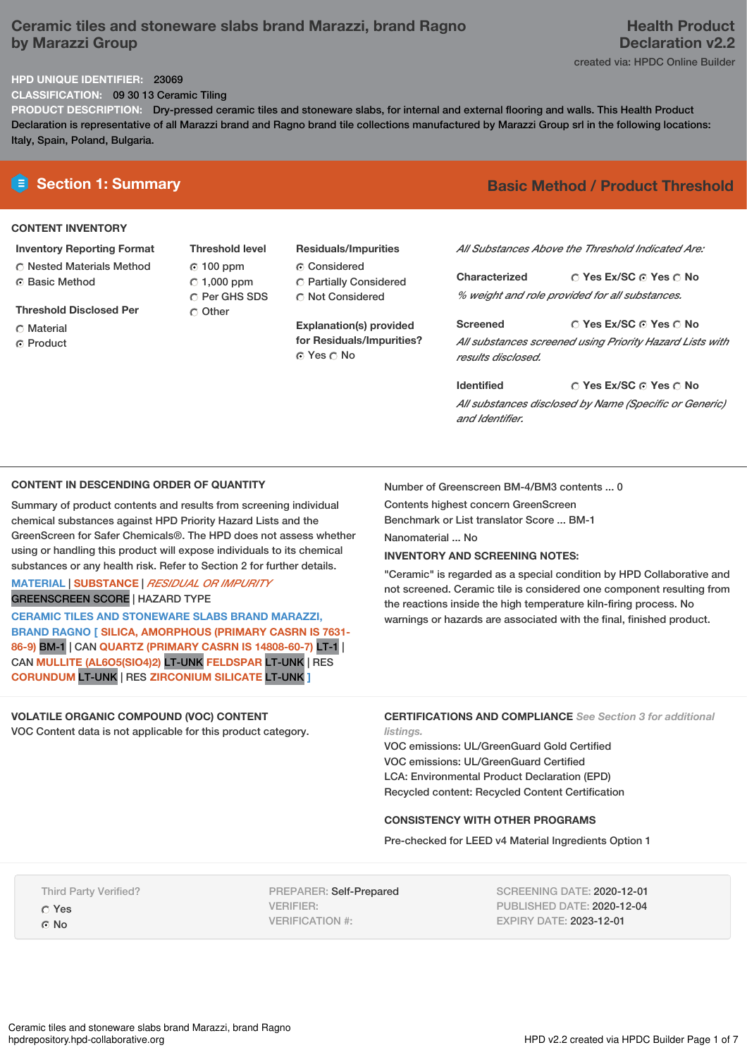# Ceramic tiles and stoneware slabs brand Marazzi, brand Ragno by Marazzi Group

**Health Product Declaration v2.2**

created via: HPDC Online Builder

**HPD UNIQUE IDENTIFIER:** 23069

**CLASSIFICATION:** 09 30 13 Ceramic Tiling

**PRODUCT DESCRIPTION:** Dry-pressed ceramic tiles and stoneware slabs, for internal and external flooring and walls. This Health Product Declaration is representative of all Marazzi brand and Ragno brand tile collections manufactured by Marazzi Group srl in the following locations: Italy, Spain, Poland, Bulgaria.

## Section 1: Summary

**Basic Method / Product Threshold**

### CONTENT INVENTORY

**Inventory Reporting Format**
- ○ Nested Materials Method
- ● Basic Method

**Threshold Disclosed Per**
- ○ Material
- ● Product

**Threshold level**
- ● 100 ppm
- ○ 1,000 ppm
- ○ Per GHS SDS
- ○ Other

**Residuals/Impurities**
- ● Considered
- ○ Partially Considered
- ○ Not Considered

**Explanation(s) provided for Residuals/Impurities?**
● Yes ○ No

*All Substances Above the Threshold Indicated Are:*

**Characterized** ○ Yes Ex/SC ● Yes ○ No
*% weight and role provided for all substances.*

**Screened** ○ Yes Ex/SC ● Yes ○ No
*All substances screened using Priority Hazard Lists with results disclosed.*

**Identified** ○ Yes Ex/SC ● Yes ○ No
*All substances disclosed by Name (Specific or Generic) and Identifier.*

### CONTENT IN DESCENDING ORDER OF QUANTITY

Summary of product contents and results from screening individual chemical substances against HPD Priority Hazard Lists and the GreenScreen for Safer Chemicals®. The HPD does not assess whether using or handling this product will expose individuals to its chemical substances or any health risk. Refer to Section 2 for further details.

MATERIAL | SUBSTANCE | *RESIDUAL OR IMPURITY*
GREENSCREEN SCORE | HAZARD TYPE

**CERAMIC TILES AND STONEWARE SLABS BRAND MARAZZI, BRAND RAGNO [ SILICA, AMORPHOUS (PRIMARY CASRN IS 7631-86-9)** BM-1 | CAN **QUARTZ (PRIMARY CASRN IS 14808-60-7)** LT-1 | CAN **MULLITE (AL6O5(SIO4)2)** LT-UNK **FELDSPAR** LT-UNK | RES **CORUNDUM** LT-UNK | RES **ZIRCONIUM SILICATE** LT-UNK **]**

Number of Greenscreen BM-4/BM3 contents ... 0

Contents highest concern GreenScreen Benchmark or List translator Score ... BM-1

Nanomaterial ... No

**INVENTORY AND SCREENING NOTES:**

"Ceramic" is regarded as a special condition by HPD Collaborative and not screened. Ceramic tile is considered one component resulting from the reactions inside the high temperature kiln-firing process. No warnings or hazards are associated with the final, finished product.

### VOLATILE ORGANIC COMPOUND (VOC) CONTENT

VOC Content data is not applicable for this product category.

### CERTIFICATIONS AND COMPLIANCE *See Section 3 for additional listings.*

VOC emissions: UL/GreenGuard Gold Certified
VOC emissions: UL/GreenGuard Certified
LCA: Environmental Product Declaration (EPD)
Recycled content: Recycled Content Certification

### CONSISTENCY WITH OTHER PROGRAMS

Pre-checked for LEED v4 Material Ingredients Option 1

Third Party Verified?
- ○ Yes
- ● No

PREPARER: Self-Prepared
VERIFIER:
VERIFICATION #:

SCREENING DATE: 2020-12-01
PUBLISHED DATE: 2020-12-04
EXPIRY DATE: 2023-12-01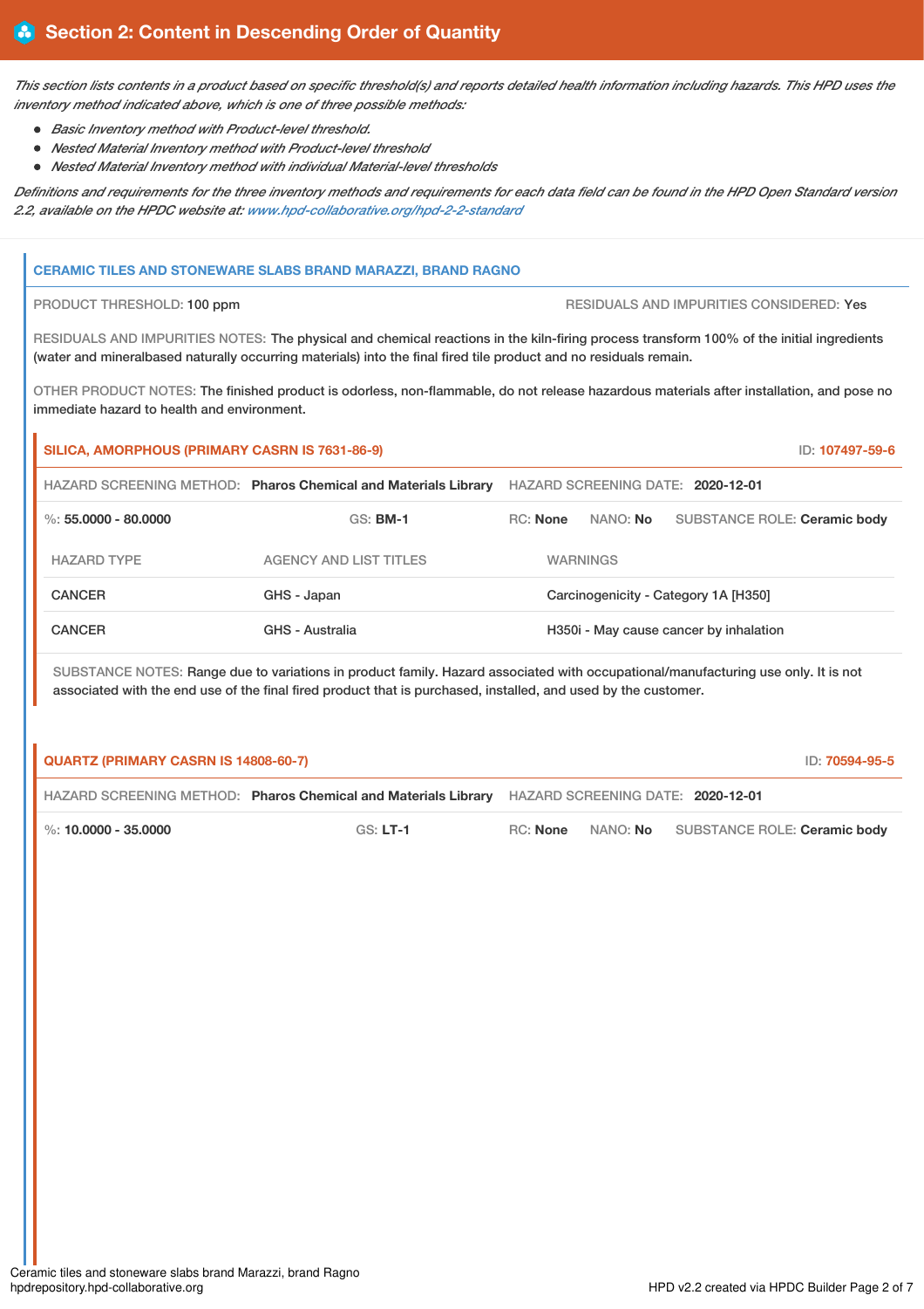## Section 2: Content in Descending Order of Quantity

*This section lists contents in a product based on specific threshold(s) and reports detailed health information including hazards. This HPD uses the inventory method indicated above, which is one of three possible methods:*

- *Basic Inventory method with Product-level threshold.*
- *Nested Material Inventory method with Product-level threshold*
- *Nested Material Inventory method with individual Material-level thresholds*

*Definitions and requirements for the three inventory methods and requirements for each data field can be found in the HPD Open Standard version 2.2, available on the HPDC website at: www.hpd-collaborative.org/hpd-2-2-standard*

### CERAMIC TILES AND STONEWARE SLABS BRAND MARAZZI, BRAND RAGNO

PRODUCT THRESHOLD: 100 ppm

RESIDUALS AND IMPURITIES CONSIDERED: Yes

RESIDUALS AND IMPURITIES NOTES: The physical and chemical reactions in the kiln-firing process transform 100% of the initial ingredients (water and mineralbased naturally occurring materials) into the final fired tile product and no residuals remain.

OTHER PRODUCT NOTES: The finished product is odorless, non-flammable, do not release hazardous materials after installation, and pose no immediate hazard to health and environment.

#### SILICA, AMORPHOUS (PRIMARY CASRN IS 7631-86-9)

ID: 107497-59-6

HAZARD SCREENING METHOD: **Pharos Chemical and Materials Library** HAZARD SCREENING DATE: **2020-12-01**

%: **55.0000 - 80.0000** GS: **BM-1** RC: **None** NANO: **No** SUBSTANCE ROLE: **Ceramic body**

| HAZARD TYPE | AGENCY AND LIST TITLES | WARNINGS |
|---|---|---|
| CANCER | GHS - Japan | Carcinogenicity - Category 1A [H350] |
| CANCER | GHS - Australia | H350i - May cause cancer by inhalation |

SUBSTANCE NOTES: Range due to variations in product family. Hazard associated with occupational/manufacturing use only. It is not associated with the end use of the final fired product that is purchased, installed, and used by the customer.

#### QUARTZ (PRIMARY CASRN IS 14808-60-7)

ID: 70594-95-5

HAZARD SCREENING METHOD: **Pharos Chemical and Materials Library** HAZARD SCREENING DATE: **2020-12-01**

%: **10.0000 - 35.0000** GS: **LT-1** RC: **None** NANO: **No** SUBSTANCE ROLE: **Ceramic body**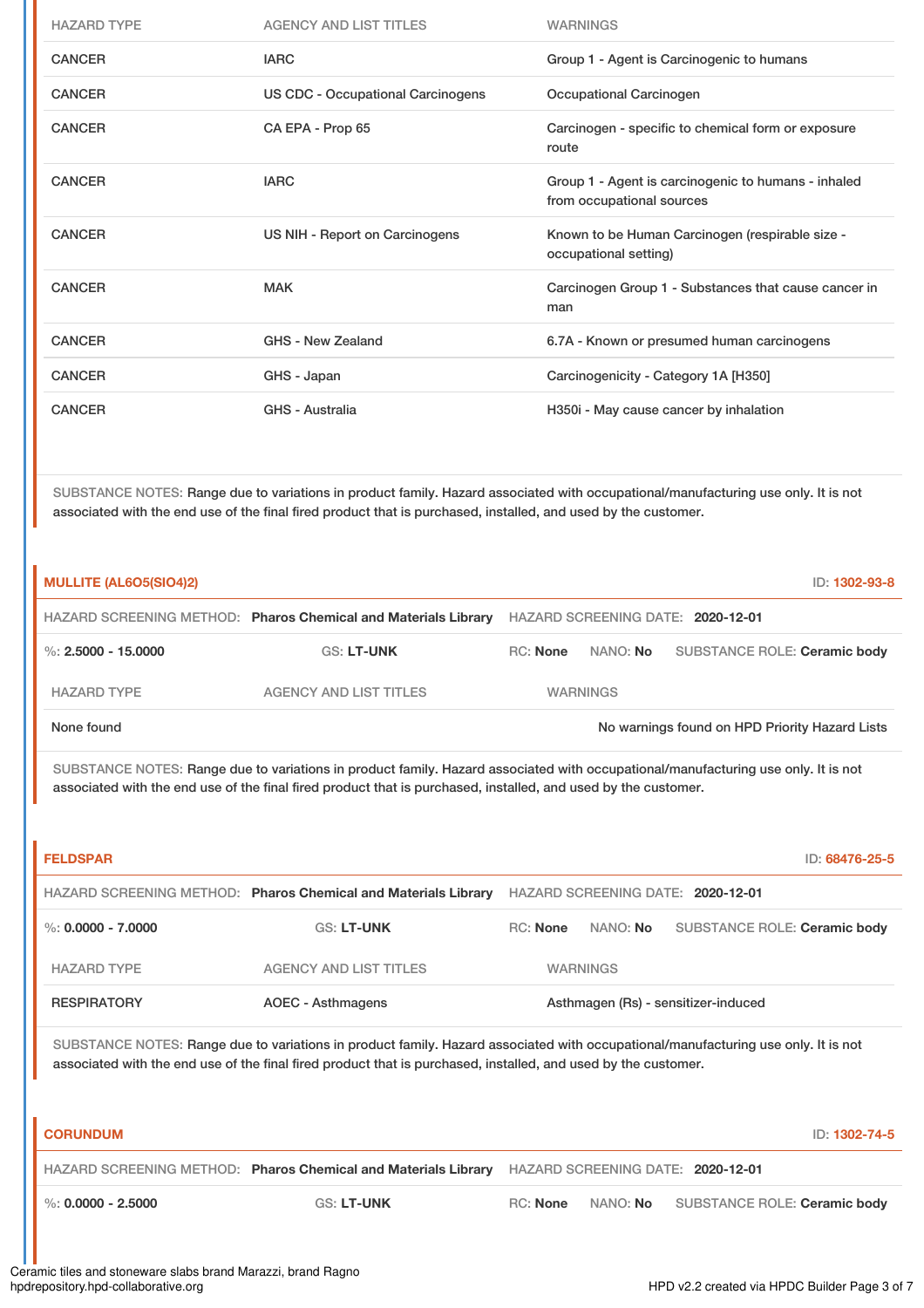| HAZARD TYPE | AGENCY AND LIST TITLES | WARNINGS |
|---|---|---|
| CANCER | IARC | Group 1 - Agent is Carcinogenic to humans |
| CANCER | US CDC - Occupational Carcinogens | Occupational Carcinogen |
| CANCER | CA EPA - Prop 65 | Carcinogen - specific to chemical form or exposure route |
| CANCER | IARC | Group 1 - Agent is carcinogenic to humans - inhaled from occupational sources |
| CANCER | US NIH - Report on Carcinogens | Known to be Human Carcinogen (respirable size - occupational setting) |
| CANCER | MAK | Carcinogen Group 1 - Substances that cause cancer in man |
| CANCER | GHS - New Zealand | 6.7A - Known or presumed human carcinogens |
| CANCER | GHS - Japan | Carcinogenicity - Category 1A [H350] |
| CANCER | GHS - Australia | H350i - May cause cancer by inhalation |

SUBSTANCE NOTES: Range due to variations in product family. Hazard associated with occupational/manufacturing use only. It is not associated with the end use of the final fired product that is purchased, installed, and used by the customer.

## MULLITE (AL6O5(SIO4)2)

ID: 1302-93-8

HAZARD SCREENING METHOD: **Pharos Chemical and Materials Library** HAZARD SCREENING DATE: **2020-12-01**

%: **2.5000 - 15.0000** GS: **LT-UNK** RC: **None** NANO: **No** SUBSTANCE ROLE: **Ceramic body**

| HAZARD TYPE | AGENCY AND LIST TITLES | WARNINGS |
|---|---|---|
| None found | | No warnings found on HPD Priority Hazard Lists |

SUBSTANCE NOTES: Range due to variations in product family. Hazard associated with occupational/manufacturing use only. It is not associated with the end use of the final fired product that is purchased, installed, and used by the customer.

## FELDSPAR

ID: 68476-25-5

HAZARD SCREENING METHOD: **Pharos Chemical and Materials Library** HAZARD SCREENING DATE: **2020-12-01**

%: **0.0000 - 7.0000** GS: **LT-UNK** RC: **None** NANO: **No** SUBSTANCE ROLE: **Ceramic body**

| HAZARD TYPE | AGENCY AND LIST TITLES | WARNINGS |
|---|---|---|
| RESPIRATORY | AOEC - Asthmagens | Asthmagen (Rs) - sensitizer-induced |

SUBSTANCE NOTES: Range due to variations in product family. Hazard associated with occupational/manufacturing use only. It is not associated with the end use of the final fired product that is purchased, installed, and used by the customer.

## CORUNDUM

ID: 1302-74-5

HAZARD SCREENING METHOD: **Pharos Chemical and Materials Library** HAZARD SCREENING DATE: **2020-12-01**

%: **0.0000 - 2.5000** GS: **LT-UNK** RC: **None** NANO: **No** SUBSTANCE ROLE: **Ceramic body**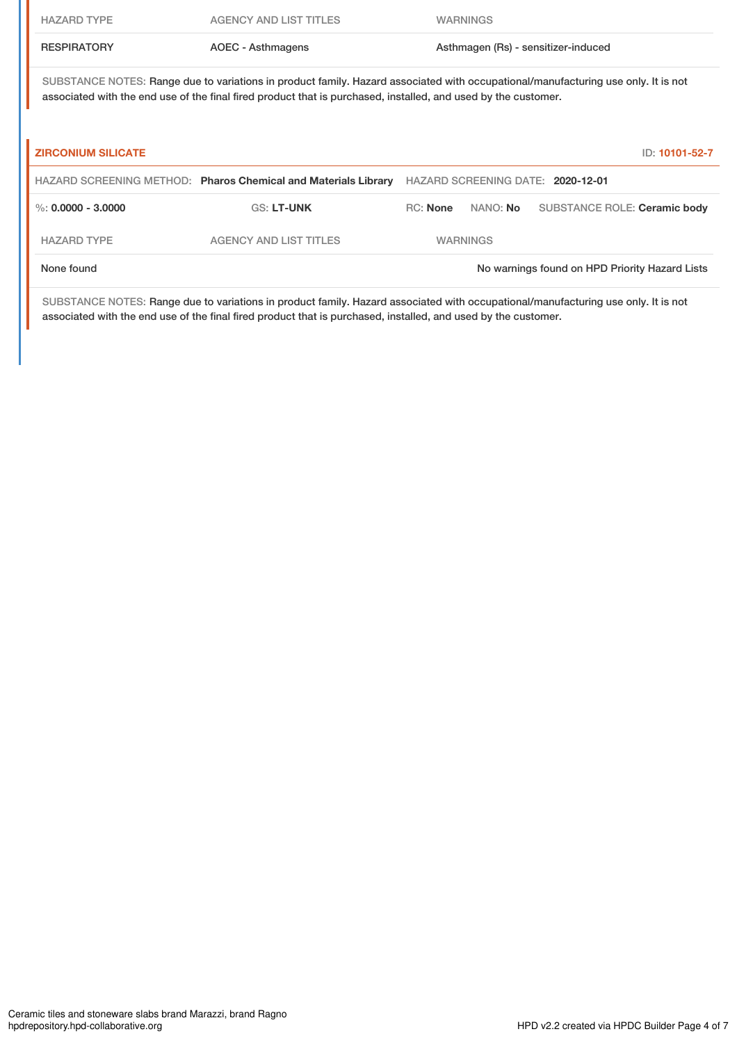| HAZARD TYPE | AGENCY AND LIST TITLES | WARNINGS |
|---|---|---|
| RESPIRATORY | AOEC - Asthmagens | Asthmagen (Rs) - sensitizer-induced |

SUBSTANCE NOTES: Range due to variations in product family. Hazard associated with occupational/manufacturing use only. It is not associated with the end use of the final fired product that is purchased, installed, and used by the customer.

## ZIRCONIUM SILICATE

ID: 10101-52-7

HAZARD SCREENING METHOD: **Pharos Chemical and Materials Library** HAZARD SCREENING DATE: **2020-12-01**

%: **0.0000 - 3.0000** GS: **LT-UNK** RC: **None** NANO: **No** SUBSTANCE ROLE: **Ceramic body**

| HAZARD TYPE | AGENCY AND LIST TITLES | WARNINGS |
|---|---|---|
| None found | | No warnings found on HPD Priority Hazard Lists |

SUBSTANCE NOTES: Range due to variations in product family. Hazard associated with occupational/manufacturing use only. It is not associated with the end use of the final fired product that is purchased, installed, and used by the customer.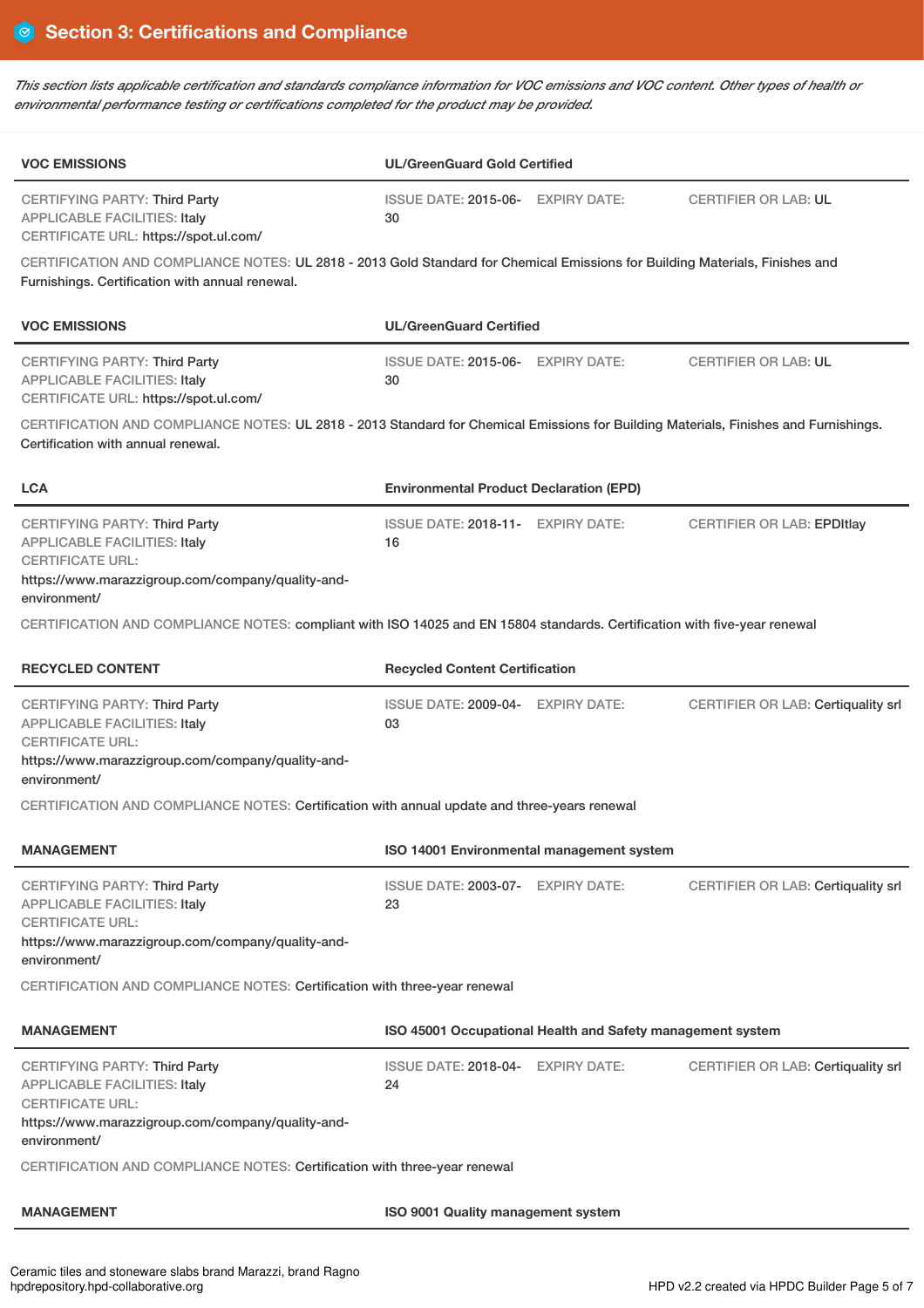## Section 3: Certifications and Compliance

*This section lists applicable certification and standards compliance information for VOC emissions and VOC content. Other types of health or environmental performance testing or certifications completed for the product may be provided.*

| VOC EMISSIONS | UL/GreenGuard Gold Certified | | |
|---|---|---|---|
| CERTIFYING PARTY: Third Party<br>APPLICABLE FACILITIES: Italy<br>CERTIFICATE URL: https://spot.ul.com/ | ISSUE DATE: 2015-06-30 | EXPIRY DATE: | CERTIFIER OR LAB: UL |

CERTIFICATION AND COMPLIANCE NOTES: UL 2818 - 2013 Gold Standard for Chemical Emissions for Building Materials, Finishes and Furnishings. Certification with annual renewal.

| VOC EMISSIONS | UL/GreenGuard Certified | | |
|---|---|---|---|
| CERTIFYING PARTY: Third Party<br>APPLICABLE FACILITIES: Italy<br>CERTIFICATE URL: https://spot.ul.com/ | ISSUE DATE: 2015-06-30 | EXPIRY DATE: | CERTIFIER OR LAB: UL |

CERTIFICATION AND COMPLIANCE NOTES: UL 2818 - 2013 Standard for Chemical Emissions for Building Materials, Finishes and Furnishings. Certification with annual renewal.

| LCA | Environmental Product Declaration (EPD) | | |
|---|---|---|---|
| CERTIFYING PARTY: Third Party<br>APPLICABLE FACILITIES: Italy<br>CERTIFICATE URL:<br>https://www.marazzigroup.com/company/quality-and-environment/ | ISSUE DATE: 2018-11-16 | EXPIRY DATE: | CERTIFIER OR LAB: EPDItlay |

CERTIFICATION AND COMPLIANCE NOTES: compliant with ISO 14025 and EN 15804 standards. Certification with five-year renewal

| RECYCLED CONTENT | Recycled Content Certification | | |
|---|---|---|---|
| CERTIFYING PARTY: Third Party<br>APPLICABLE FACILITIES: Italy<br>CERTIFICATE URL:<br>https://www.marazzigroup.com/company/quality-and-environment/ | ISSUE DATE: 2009-04-03 | EXPIRY DATE: | CERTIFIER OR LAB: Certiquality srl |

CERTIFICATION AND COMPLIANCE NOTES: Certification with annual update and three-years renewal

| MANAGEMENT | ISO 14001 Environmental management system | | |
|---|---|---|---|
| CERTIFYING PARTY: Third Party<br>APPLICABLE FACILITIES: Italy<br>CERTIFICATE URL:<br>https://www.marazzigroup.com/company/quality-and-environment/ | ISSUE DATE: 2003-07-23 | EXPIRY DATE: | CERTIFIER OR LAB: Certiquality srl |

CERTIFICATION AND COMPLIANCE NOTES: Certification with three-year renewal

| MANAGEMENT | ISO 45001 Occupational Health and Safety management system | | |
|---|---|---|---|
| CERTIFYING PARTY: Third Party<br>APPLICABLE FACILITIES: Italy<br>CERTIFICATE URL:<br>https://www.marazzigroup.com/company/quality-and-environment/ | ISSUE DATE: 2018-04-24 | EXPIRY DATE: | CERTIFIER OR LAB: Certiquality srl |

CERTIFICATION AND COMPLIANCE NOTES: Certification with three-year renewal

| MANAGEMENT | ISO 9001 Quality management system |
|---|---|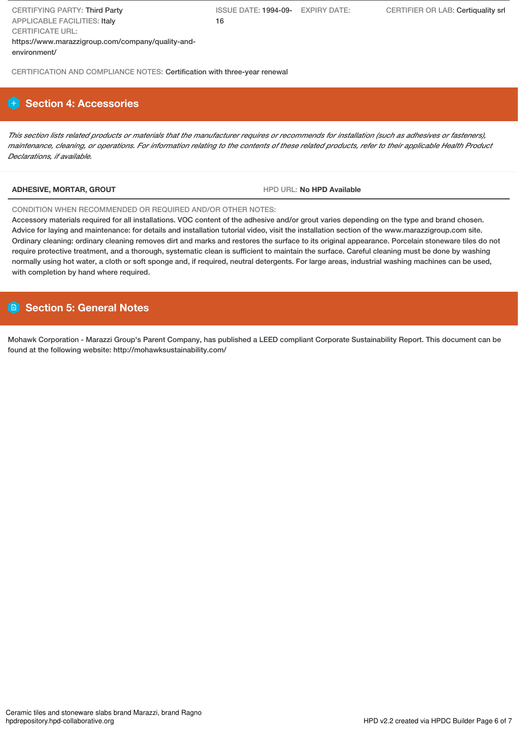CERTIFYING PARTY: Third Party
APPLICABLE FACILITIES: Italy
CERTIFICATE URL:
https://www.marazzigroup.com/company/quality-and-environment/

ISSUE DATE: 1994-09-16

EXPIRY DATE:

CERTIFIER OR LAB: Certiquality srl

CERTIFICATION AND COMPLIANCE NOTES: Certification with three-year renewal

## Section 4: Accessories

*This section lists related products or materials that the manufacturer requires or recommends for installation (such as adhesives or fasteners), maintenance, cleaning, or operations. For information relating to the contents of these related products, refer to their applicable Health Product Declarations, if available.*

**ADHESIVE, MORTAR, GROUT**

HPD URL: **No HPD Available**

CONDITION WHEN RECOMMENDED OR REQUIRED AND/OR OTHER NOTES:
Accessory materials required for all installations. VOC content of the adhesive and/or grout varies depending on the type and brand chosen. Advice for laying and maintenance: for details and installation tutorial video, visit the installation section of the www.marazzigroup.com site. Ordinary cleaning: ordinary cleaning removes dirt and marks and restores the surface to its original appearance. Porcelain stoneware tiles do not require protective treatment, and a thorough, systematic clean is sufficient to maintain the surface. Careful cleaning must be done by washing normally using hot water, a cloth or soft sponge and, if required, neutral detergents. For large areas, industrial washing machines can be used, with completion by hand where required.

## Section 5: General Notes

Mohawk Corporation - Marazzi Group's Parent Company, has published a LEED compliant Corporate Sustainability Report. This document can be found at the following website: http://mohawksustainability.com/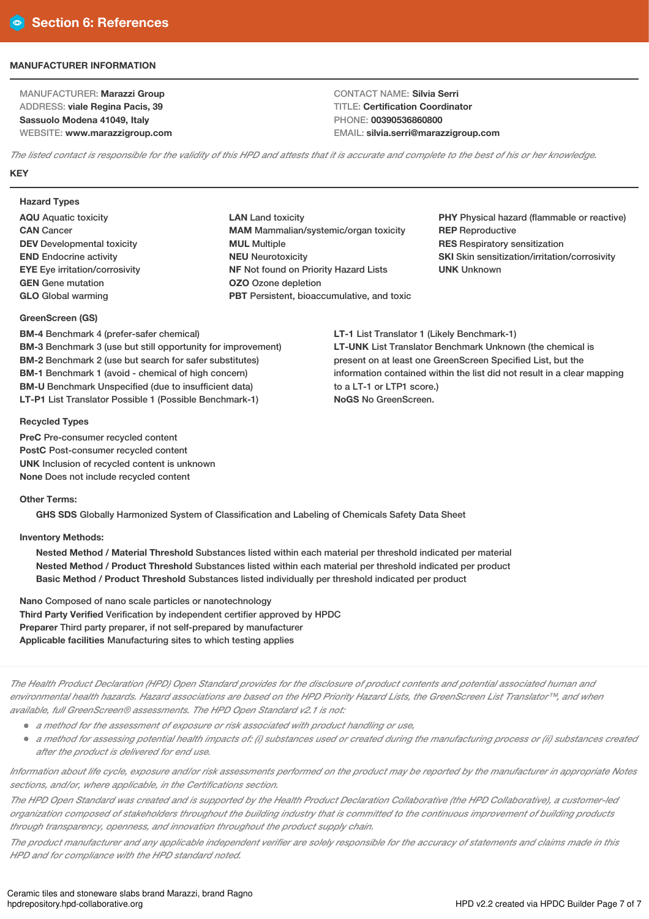## Section 6: References

### MANUFACTURER INFORMATION

MANUFACTURER: **Marazzi Group**
ADDRESS: **viale Regina Pacis, 39**
**Sassuolo Modena 41049, Italy**
WEBSITE: **www.marazzigroup.com**

CONTACT NAME: **Silvia Serri**
TITLE: **Certification Coordinator**
PHONE: **00390536860800**
EMAIL: **silvia.serri@marazzigroup.com**

*The listed contact is responsible for the validity of this HPD and attests that it is accurate and complete to the best of his or her knowledge.*

### KEY

**Hazard Types**

**AQU** Aquatic toxicity
**CAN** Cancer
**DEV** Developmental toxicity
**END** Endocrine activity
**EYE** Eye irritation/corrosivity
**GEN** Gene mutation
**GLO** Global warming
**LAN** Land toxicity
**MAM** Mammalian/systemic/organ toxicity
**MUL** Multiple
**NEU** Neurotoxicity
**NF** Not found on Priority Hazard Lists
**OZO** Ozone depletion
**PBT** Persistent, bioaccumulative, and toxic
**PHY** Physical hazard (flammable or reactive)
**REP** Reproductive
**RES** Respiratory sensitization
**SKI** Skin sensitization/irritation/corrosivity
**UNK** Unknown

**GreenScreen (GS)**

**BM-4** Benchmark 4 (prefer-safer chemical)
**BM-3** Benchmark 3 (use but still opportunity for improvement)
**BM-2** Benchmark 2 (use but search for safer substitutes)
**BM-1** Benchmark 1 (avoid - chemical of high concern)
**BM-U** Benchmark Unspecified (due to insufficient data)
**LT-P1** List Translator Possible 1 (Possible Benchmark-1)
**LT-1** List Translator 1 (Likely Benchmark-1)
**LT-UNK** List Translator Benchmark Unknown (the chemical is present on at least one GreenScreen Specified List, but the information contained within the list did not result in a clear mapping to a LT-1 or LTP1 score.)
**NoGS** No GreenScreen.

**Recycled Types**

**PreC** Pre-consumer recycled content
**PostC** Post-consumer recycled content
**UNK** Inclusion of recycled content is unknown
**None** Does not include recycled content

**Other Terms:**

**GHS SDS** Globally Harmonized System of Classification and Labeling of Chemicals Safety Data Sheet

**Inventory Methods:**

**Nested Method / Material Threshold** Substances listed within each material per threshold indicated per material
**Nested Method / Product Threshold** Substances listed within each material per threshold indicated per product
**Basic Method / Product Threshold** Substances listed individually per threshold indicated per product

**Nano** Composed of nano scale particles or nanotechnology
**Third Party Verified** Verification by independent certifier approved by HPDC
**Preparer** Third party preparer, if not self-prepared by manufacturer
**Applicable facilities** Manufacturing sites to which testing applies

*The Health Product Declaration (HPD) Open Standard provides for the disclosure of product contents and potential associated human and environmental health hazards. Hazard associations are based on the HPD Priority Hazard Lists, the GreenScreen List Translator™, and when available, full GreenScreen® assessments. The HPD Open Standard v2.1 is not:*

- *a method for the assessment of exposure or risk associated with product handling or use,*
- *a method for assessing potential health impacts of: (i) substances used or created during the manufacturing process or (ii) substances created after the product is delivered for end use.*

*Information about life cycle, exposure and/or risk assessments performed on the product may be reported by the manufacturer in appropriate Notes sections, and/or, where applicable, in the Certifications section.*

*The HPD Open Standard was created and is supported by the Health Product Declaration Collaborative (the HPD Collaborative), a customer-led organization composed of stakeholders throughout the building industry that is committed to the continuous improvement of building products through transparency, openness, and innovation throughout the product supply chain.*

*The product manufacturer and any applicable independent verifier are solely responsible for the accuracy of statements and claims made in this HPD and for compliance with the HPD standard noted.*